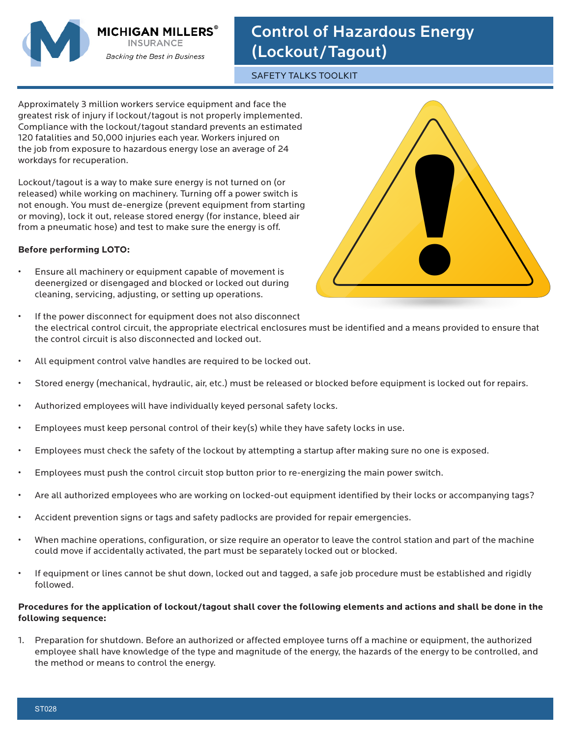MICHIGAN MILLERS® INSURANCE

*Backing the Best in Business*

# Control of Hazardous Energy (Lockout/Tagout)

SAFETY TALKS TOOLKIT

Approximately 3 million workers service equipment and face the greatest risk of injury if lockout/tagout is not properly implemented. Compliance with the lockout/tagout standard prevents an estimated 120 fatalities and 50,000 injuries each year. Workers injured on the job from exposure to hazardous energy lose an average of 24 workdays for recuperation.

Lockout/tagout is a way to make sure energy is not turned on (or released) while working on machinery. Turning off a power switch is not enough. You must de-energize (prevent equipment from starting or moving), lock it out, release stored energy (for instance, bleed air from a pneumatic hose) and test to make sure the energy is off.

**Before performing LOTO:**

- Ensure all machinery or equipment capable of movement is deenergized or disengaged and blocked or locked out during cleaning, servicing, adjusting, or setting up operations.
- If the power disconnect for equipment does not also disconnect the electrical control circuit, the appropriate electrical enclosures must be identified and a means provided to ensure that the control circuit is also disconnected and locked out.
- All equipment control valve handles are required to be locked out.
- Stored energy (mechanical, hydraulic, air, etc.) must be released or blocked before equipment is locked out for repairs.
- Authorized employees will have individually keyed personal safety locks.
- Employees must keep personal control of their key(s) while they have safety locks in use.
- Employees must check the safety of the lockout by attempting a startup after making sure no one is exposed.
- Employees must push the control circuit stop button prior to re-energizing the main power switch.
- Are all authorized employees who are working on locked-out equipment identified by their locks or accompanying tags?
- Accident prevention signs or tags and safety padlocks are provided for repair emergencies.
- When machine operations, configuration, or size require an operator to leave the control station and part of the machine could move if accidentally activated, the part must be separately locked out or blocked.
- If equipment or lines cannot be shut down, locked out and tagged, a safe job procedure must be established and rigidly followed.

**Procedures for the application of lockout/tagout shall cover the following elements and actions and shall be done in the following sequence:**

1. Preparation for shutdown. Before an authorized or affected employee turns off a machine or equipment, the authorized employee shall have knowledge of the type and magnitude of the energy, the hazards of the energy to be controlled, and the method or means to control the energy.

ST028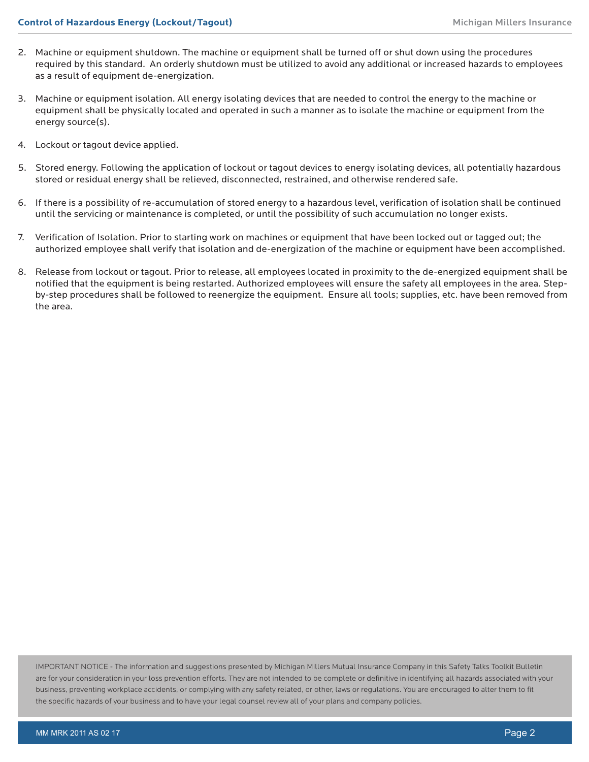2. Machine or equipment shutdown. The machine or equipment shall be turned off or shut down using the procedures required by this standard. An orderly shutdown must be utilized to avoid any additional or increased hazards to employees as a result of equipment de-energization.

3. Machine or equipment isolation. All energy isolating devices that are needed to control the energy to the machine or equipment shall be physically located and operated in such a manner as to isolate the machine or equipment from the energy source(s).

4. Lockout or tagout device applied.

5. Stored energy. Following the application of lockout or tagout devices to energy isolating devices, all potentially hazardous stored or residual energy shall be relieved, disconnected, restrained, and otherwise rendered safe.

6. If there is a possibility of re-accumulation of stored energy to a hazardous level, verification of isolation shall be continued until the servicing or maintenance is completed, or until the possibility of such accumulation no longer exists.

7. Verification of Isolation. Prior to starting work on machines or equipment that have been locked out or tagged out; the authorized employee shall verify that isolation and de-energization of the machine or equipment have been accomplished.

8. Release from lockout or tagout. Prior to release, all employees located in proximity to the de-energized equipment shall be notified that the equipment is being restarted. Authorized employees will ensure the safety all employees in the area. Step-by-step procedures shall be followed to reenergize the equipment. Ensure all tools; supplies, etc. have been removed from the area.

IMPORTANT NOTICE - The information and suggestions presented by Michigan Millers Mutual Insurance Company in this Safety Talks Toolkit Bulletin are for your consideration in your loss prevention efforts. They are not intended to be complete or definitive in identifying all hazards associated with your business, preventing workplace accidents, or complying with any safety related, or other, laws or regulations. You are encouraged to alter them to fit the specific hazards of your business and to have your legal counsel review all of your plans and company policies.

MM MRK 2011 AS 02 17